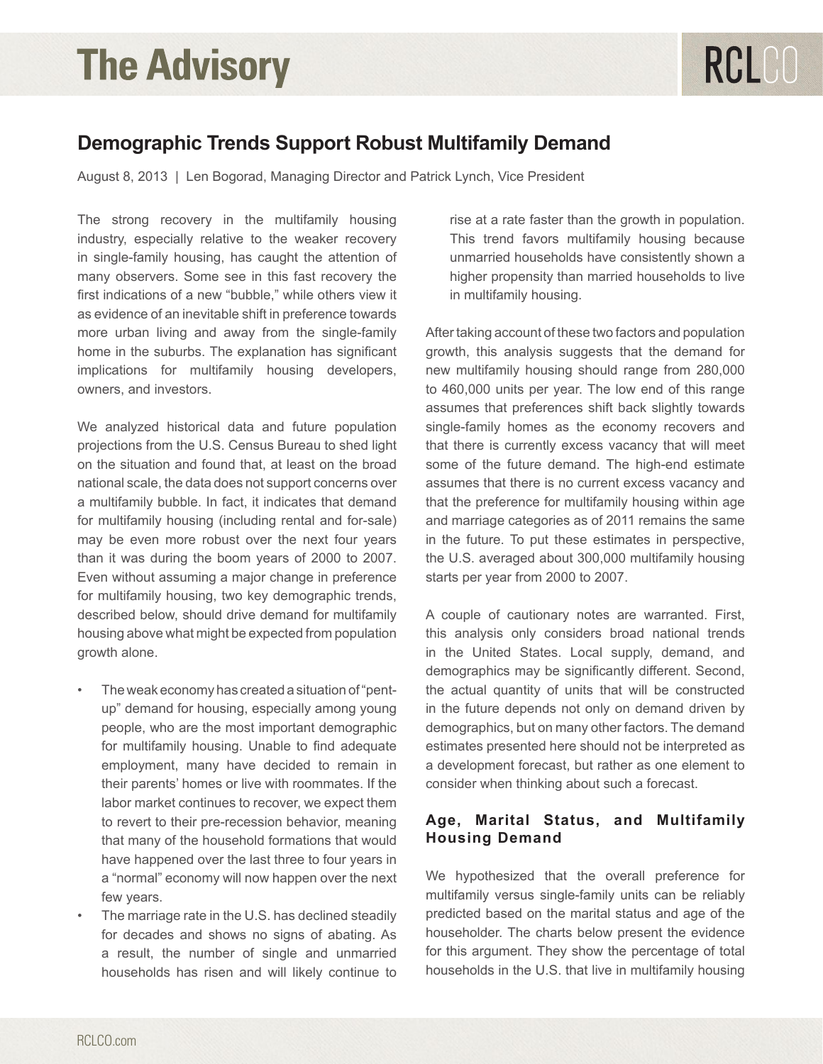# The Advisory

## Demographic Trends Support Robust Multifamily Demand

August 8, 2013 | Len Bogorad, Managing Director and Patrick Lynch, Vice President

The strong recovery in the multifamily housing industry, especially relative to the weaker recovery in single-family housing, has caught the attention of many observers. Some see in this fast recovery the first indications of a new "bubble," while others view it as evidence of an inevitable shift in preference towards more urban living and away from the single-family home in the suburbs. The explanation has significant implications for multifamily housing developers, owners, and investors.

We analyzed historical data and future population projections from the U.S. Census Bureau to shed light on the situation and found that, at least on the broad national scale, the data does not support concerns over a multifamily bubble. In fact, it indicates that demand for multifamily housing (including rental and for-sale) may be even more robust over the next four years than it was during the boom years of 2000 to 2007. Even without assuming a major change in preference for multifamily housing, two key demographic trends, described below, should drive demand for multifamily housing above what might be expected from population growth alone.

- The weak economy has created a situation of "pent-up" demand for housing, especially among young people, who are the most important demographic for multifamily housing. Unable to find adequate employment, many have decided to remain in their parents' homes or live with roommates. If the labor market continues to recover, we expect them to revert to their pre-recession behavior, meaning that many of the household formations that would have happened over the last three to four years in a "normal" economy will now happen over the next few years.
- The marriage rate in the U.S. has declined steadily for decades and shows no signs of abating. As a result, the number of single and unmarried households has risen and will likely continue to rise at a rate faster than the growth in population. This trend favors multifamily housing because unmarried households have consistently shown a higher propensity than married households to live in multifamily housing.

After taking account of these two factors and population growth, this analysis suggests that the demand for new multifamily housing should range from 280,000 to 460,000 units per year. The low end of this range assumes that preferences shift back slightly towards single-family homes as the economy recovers and that there is currently excess vacancy that will meet some of the future demand. The high-end estimate assumes that there is no current excess vacancy and that the preference for multifamily housing within age and marriage categories as of 2011 remains the same in the future. To put these estimates in perspective, the U.S. averaged about 300,000 multifamily housing starts per year from 2000 to 2007.

A couple of cautionary notes are warranted. First, this analysis only considers broad national trends in the United States. Local supply, demand, and demographics may be significantly different. Second, the actual quantity of units that will be constructed in the future depends not only on demand driven by demographics, but on many other factors. The demand estimates presented here should not be interpreted as a development forecast, but rather as one element to consider when thinking about such a forecast.

### Age, Marital Status, and Multifamily Housing Demand

We hypothesized that the overall preference for multifamily versus single-family units can be reliably predicted based on the marital status and age of the householder. The charts below present the evidence for this argument. They show the percentage of total households in the U.S. that live in multifamily housing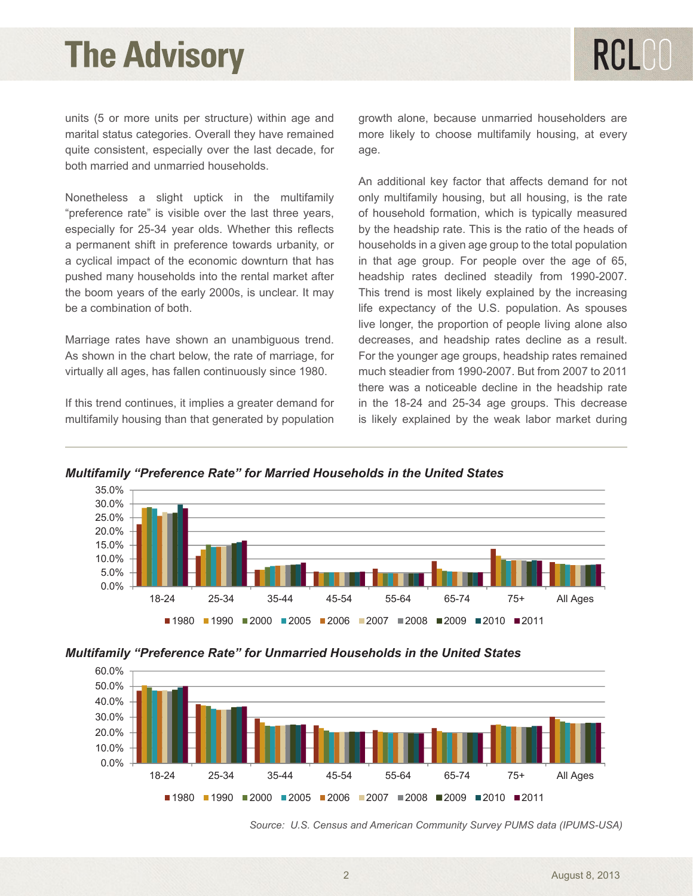units (5 or more units per structure) within age and marital status categories. Overall they have remained quite consistent, especially over the last decade, for both married and unmarried households.

Nonetheless a slight uptick in the multifamily "preference rate" is visible over the last three years, especially for 25-34 year olds. Whether this reflects a permanent shift in preference towards urbanity, or a cyclical impact of the economic downturn that has pushed many households into the rental market after the boom years of the early 2000s, is unclear. It may be a combination of both.

Marriage rates have shown an unambiguous trend. As shown in the chart below, the rate of marriage, for virtually all ages, has fallen continuously since 1980.

If this trend continues, it implies a greater demand for multifamily housing than that generated by population growth alone, because unmarried householders are more likely to choose multifamily housing, at every age.

An additional key factor that affects demand for not only multifamily housing, but all housing, is the rate of household formation, which is typically measured by the headship rate. This is the ratio of the heads of households in a given age group to the total population in that age group. For people over the age of 65, headship rates declined steadily from 1990-2007. This trend is most likely explained by the increasing life expectancy of the U.S. population. As spouses live longer, the proportion of people living alone also decreases, and headship rates decline as a result. For the younger age groups, headship rates remained much steadier from 1990-2007. But from 2007 to 2011 there was a noticeable decline in the headship rate in the 18-24 and 25-34 age groups. This decrease is likely explained by the weak labor market during

***Multifamily "Preference Rate" for Married Households in the United States***

***Multifamily "Preference Rate" for Unmarried Households in the United States***

*Source: U.S. Census and American Community Survey PUMS data (IPUMS-USA)*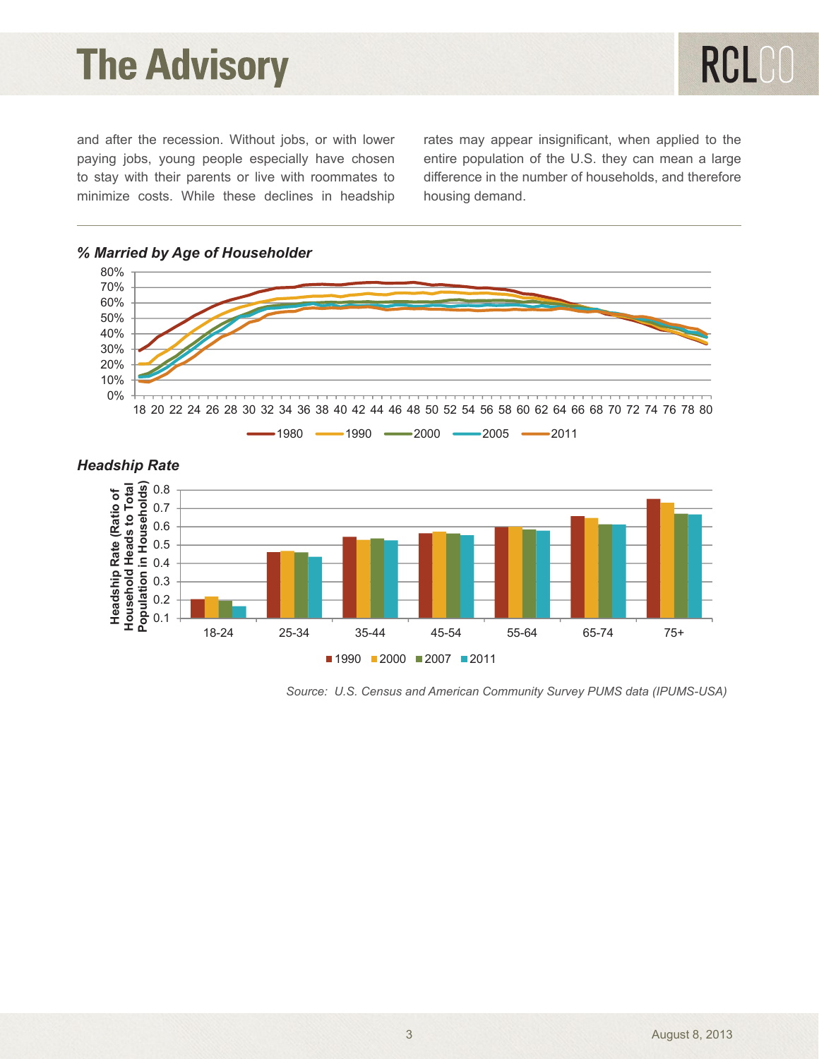and after the recession. Without jobs, or with lower paying jobs, young people especially have chosen to stay with their parents or live with roommates to minimize costs. While these declines in headship rates may appear insignificant, when applied to the entire population of the U.S. they can mean a large difference in the number of households, and therefore housing demand.

***% Married by Age of Householder***

***Headship Rate***

*Source: U.S. Census and American Community Survey PUMS data (IPUMS-USA)*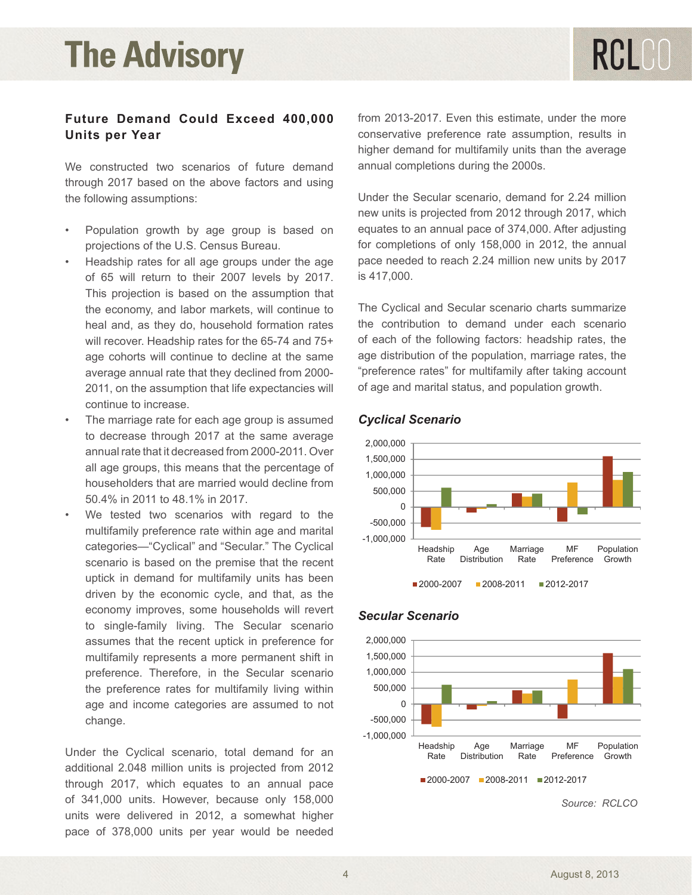### Future Demand Could Exceed 400,000 Units per Year

We constructed two scenarios of future demand through 2017 based on the above factors and using the following assumptions:

- Population growth by age group is based on projections of the U.S. Census Bureau.
- Headship rates for all age groups under the age of 65 will return to their 2007 levels by 2017. This projection is based on the assumption that the economy, and labor markets, will continue to heal and, as they do, household formation rates will recover. Headship rates for the 65-74 and 75+ age cohorts will continue to decline at the same average annual rate that they declined from 2000-2011, on the assumption that life expectancies will continue to increase.
- The marriage rate for each age group is assumed to decrease through 2017 at the same average annual rate that it decreased from 2000-2011. Over all age groups, this means that the percentage of householders that are married would decline from 50.4% in 2011 to 48.1% in 2017.
- We tested two scenarios with regard to the multifamily preference rate within age and marital categories—"Cyclical" and "Secular." The Cyclical scenario is based on the premise that the recent uptick in demand for multifamily units has been driven by the economic cycle, and that, as the economy improves, some households will revert to single-family living. The Secular scenario assumes that the recent uptick in preference for multifamily represents a more permanent shift in preference. Therefore, in the Secular scenario the preference rates for multifamily living within age and income categories are assumed to not change.

Under the Cyclical scenario, total demand for an additional 2.048 million units is projected from 2012 through 2017, which equates to an annual pace of 341,000 units. However, because only 158,000 units were delivered in 2012, a somewhat higher pace of 378,000 units per year would be needed from 2013-2017. Even this estimate, under the more conservative preference rate assumption, results in higher demand for multifamily units than the average annual completions during the 2000s.

Under the Secular scenario, demand for 2.24 million new units is projected from 2012 through 2017, which equates to an annual pace of 374,000. After adjusting for completions of only 158,000 in 2012, the annual pace needed to reach 2.24 million new units by 2017 is 417,000.

The Cyclical and Secular scenario charts summarize the contribution to demand under each scenario of each of the following factors: headship rates, the age distribution of the population, marriage rates, the "preference rates" for multifamily after taking account of age and marital status, and population growth.

***Cyclical Scenario***

***Secular Scenario***

*Source: RCLCO*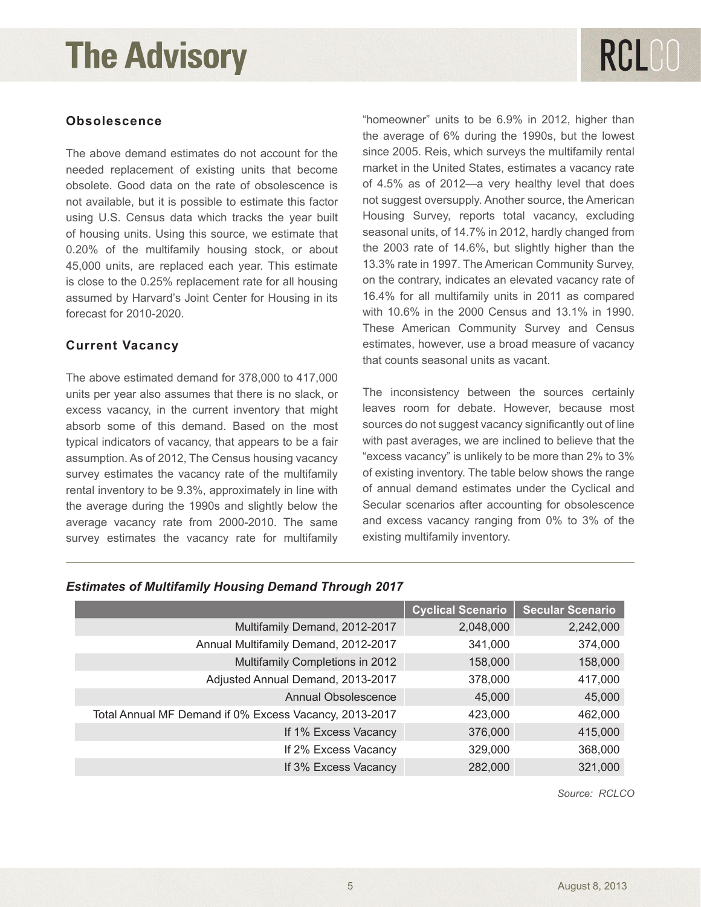## Obsolescence

The above demand estimates do not account for the needed replacement of existing units that become obsolete. Good data on the rate of obsolescence is not available, but it is possible to estimate this factor using U.S. Census data which tracks the year built of housing units. Using this source, we estimate that 0.20% of the multifamily housing stock, or about 45,000 units, are replaced each year. This estimate is close to the 0.25% replacement rate for all housing assumed by Harvard's Joint Center for Housing in its forecast for 2010-2020.

## Current Vacancy

The above estimated demand for 378,000 to 417,000 units per year also assumes that there is no slack, or excess vacancy, in the current inventory that might absorb some of this demand. Based on the most typical indicators of vacancy, that appears to be a fair assumption. As of 2012, The Census housing vacancy survey estimates the vacancy rate of the multifamily rental inventory to be 9.3%, approximately in line with the average during the 1990s and slightly below the average vacancy rate from 2000-2010. The same survey estimates the vacancy rate for multifamily "homeowner" units to be 6.9% in 2012, higher than the average of 6% during the 1990s, but the lowest since 2005. Reis, which surveys the multifamily rental market in the United States, estimates a vacancy rate of 4.5% as of 2012—a very healthy level that does not suggest oversupply. Another source, the American Housing Survey, reports total vacancy, excluding seasonal units, of 14.7% in 2012, hardly changed from the 2003 rate of 14.6%, but slightly higher than the 13.3% rate in 1997. The American Community Survey, on the contrary, indicates an elevated vacancy rate of 16.4% for all multifamily units in 2011 as compared with 10.6% in the 2000 Census and 13.1% in 1990. These American Community Survey and Census estimates, however, use a broad measure of vacancy that counts seasonal units as vacant.

The inconsistency between the sources certainly leaves room for debate. However, because most sources do not suggest vacancy significantly out of line with past averages, we are inclined to believe that the "excess vacancy" is unlikely to be more than 2% to 3% of existing inventory. The table below shows the range of annual demand estimates under the Cyclical and Secular scenarios after accounting for obsolescence and excess vacancy ranging from 0% to 3% of the existing multifamily inventory.

***Estimates of Multifamily Housing Demand Through 2017***

| | Cyclical Scenario | Secular Scenario |
|---:|---:|---:|
| Multifamily Demand, 2012-2017 | 2,048,000 | 2,242,000 |
| Annual Multifamily Demand, 2012-2017 | 341,000 | 374,000 |
| Multifamily Completions in 2012 | 158,000 | 158,000 |
| Adjusted Annual Demand, 2013-2017 | 378,000 | 417,000 |
| Annual Obsolescence | 45,000 | 45,000 |
| Total Annual MF Demand if 0% Excess Vacancy, 2013-2017 | 423,000 | 462,000 |
| If 1% Excess Vacancy | 376,000 | 415,000 |
| If 2% Excess Vacancy | 329,000 | 368,000 |
| If 3% Excess Vacancy | 282,000 | 321,000 |

*Source: RCLCO*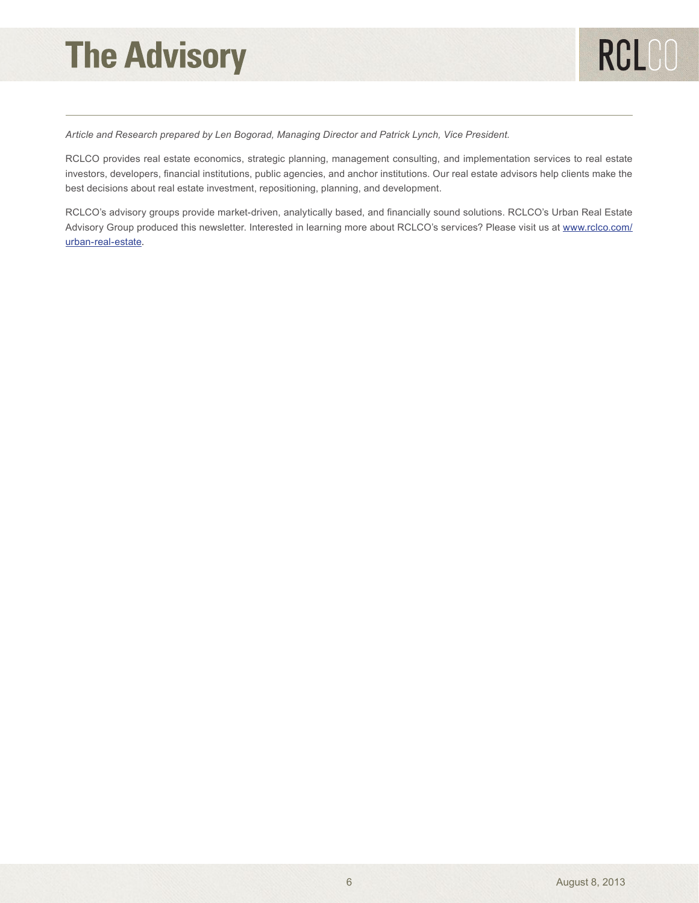*Article and Research prepared by Len Bogorad, Managing Director and Patrick Lynch, Vice President.*

RCLCO provides real estate economics, strategic planning, management consulting, and implementation services to real estate investors, developers, financial institutions, public agencies, and anchor institutions. Our real estate advisors help clients make the best decisions about real estate investment, repositioning, planning, and development.

RCLCO's advisory groups provide market-driven, analytically based, and financially sound solutions. RCLCO's Urban Real Estate Advisory Group produced this newsletter. Interested in learning more about RCLCO's services? Please visit us at [www.rclco.com/urban-real-estate](www.rclco.com/urban-real-estate).